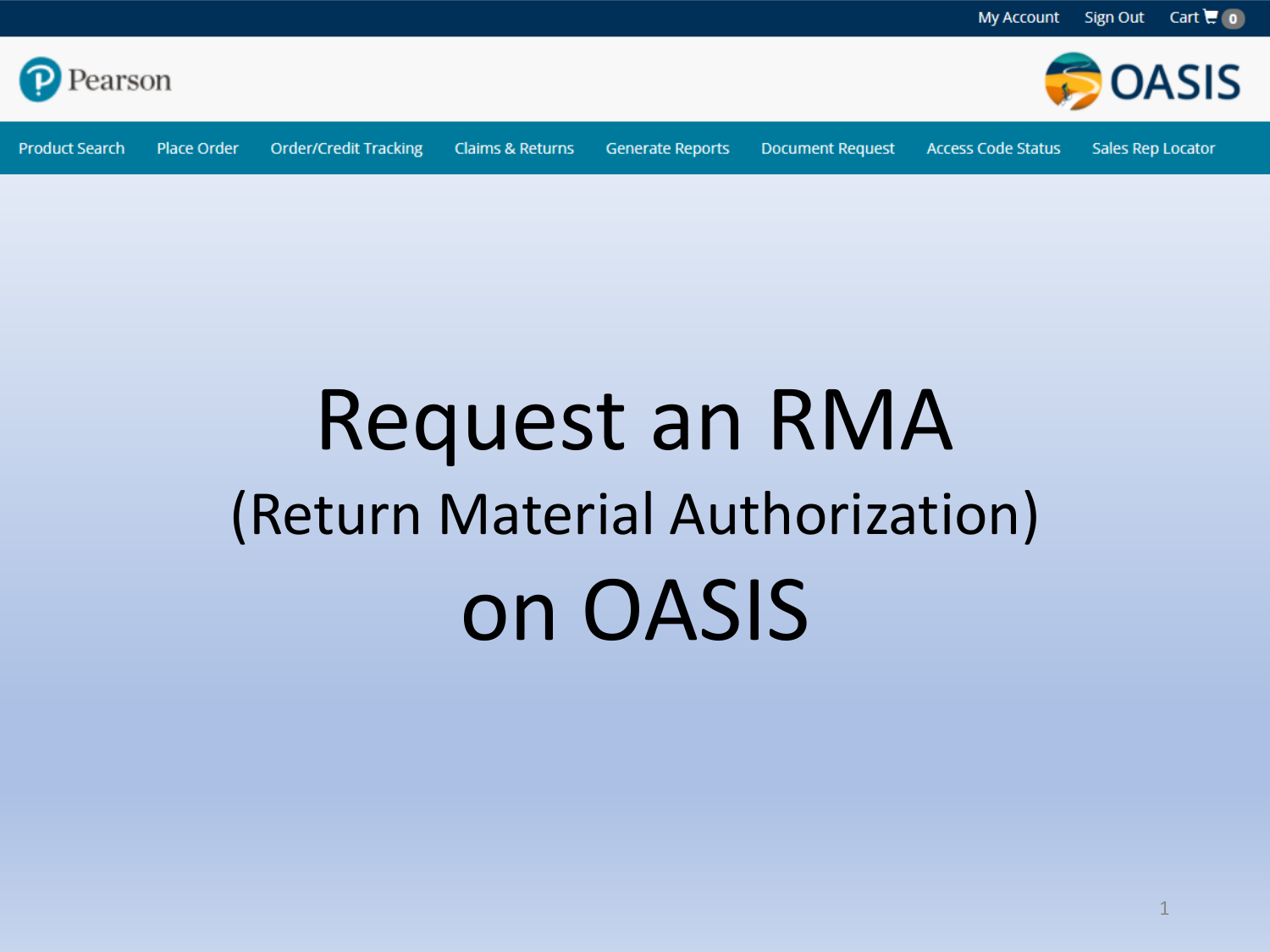My Account Sign Out Cart 0

Pearson

OASIS

Product Search | Place Order | Order/Credit Tracking | Claims & Returns | Generate Reports | Document Request | Access Code Status | Sales Rep Locator

# Request an RMA

## (Return Material Authorization)

# on OASIS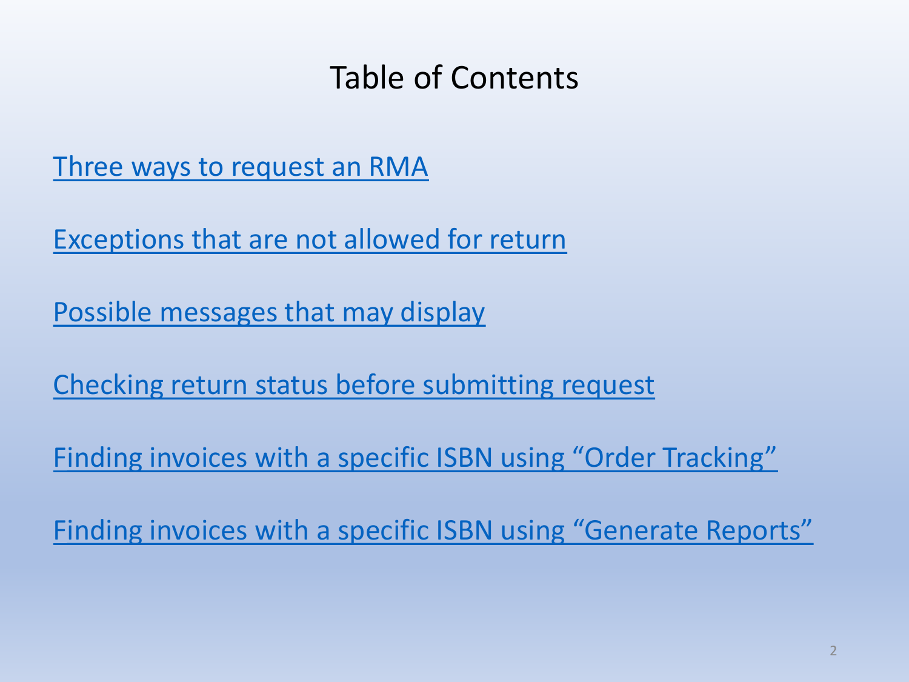# Table of Contents

Three ways to request an RMA

Exceptions that are not allowed for return

Possible messages that may display

Checking return status before submitting request

Finding invoices with a specific ISBN using “Order Tracking”

Finding invoices with a specific ISBN using “Generate Reports”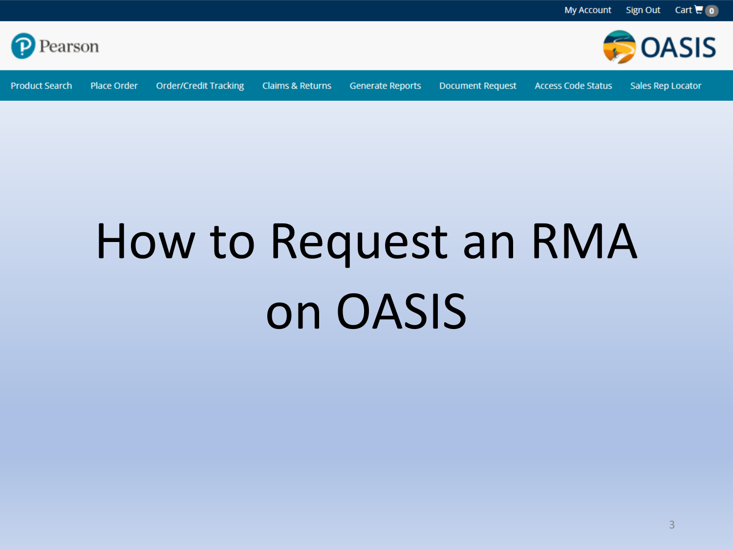My Account Sign Out Cart 0

Pearson

OASIS

Product Search | Place Order | Order/Credit Tracking | Claims & Returns | Generate Reports | Document Request | Access Code Status | Sales Rep Locator

# How to Request an RMA on OASIS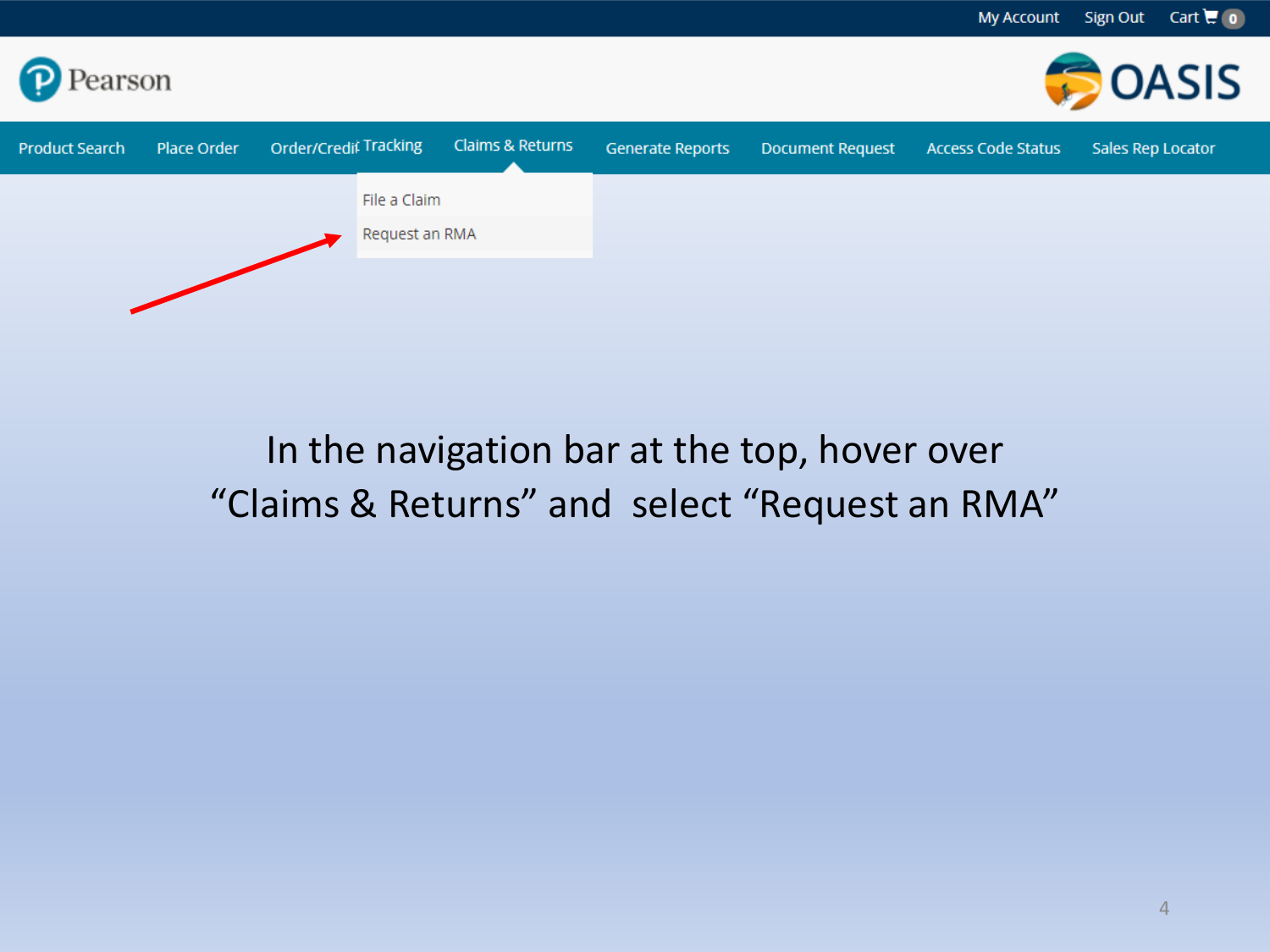My Account Sign Out Cart 0

Pearson OASIS

Product Search | Place Order | Order/Credit Tracking | Claims & Returns | Generate Reports | Document Request | Access Code Status | Sales Rep Locator

- File a Claim
- Request an RMA

In the navigation bar at the top, hover over "Claims & Returns" and select "Request an RMA"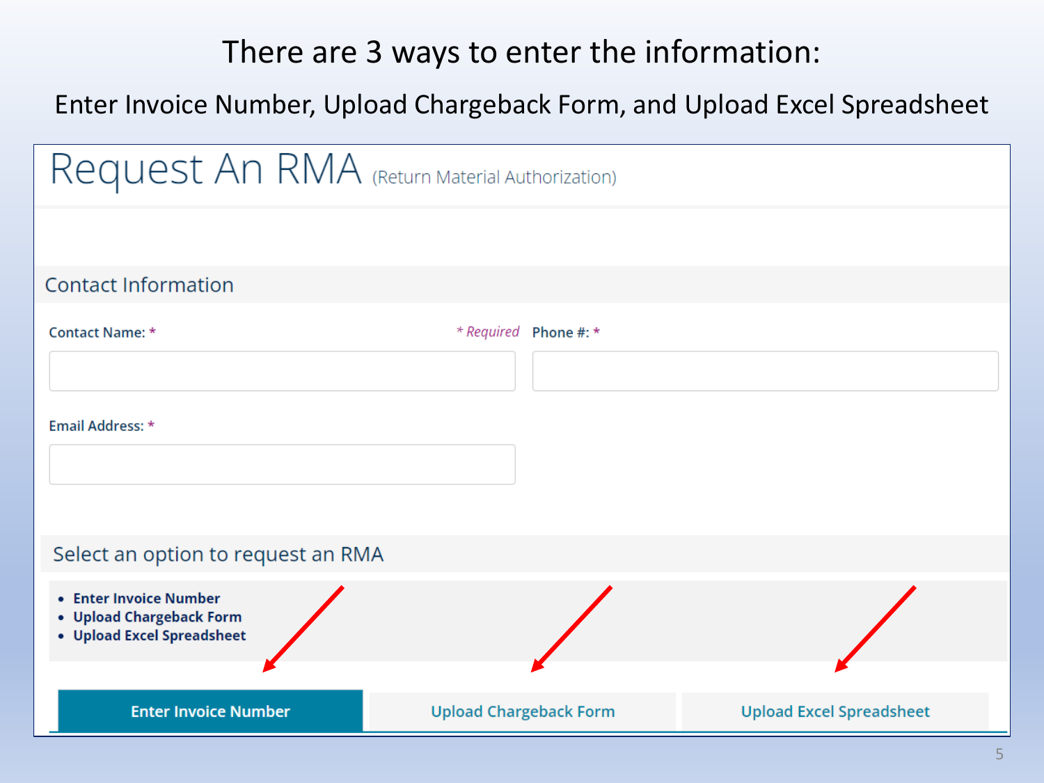# There are 3 ways to enter the information:

Enter Invoice Number, Upload Chargeback Form, and Upload Excel Spreadsheet

## Request An RMA (Return Material Authorization)

### Contact Information

Contact Name: * | * Required | Phone #: *

Email Address: *

### Select an option to request an RMA

- **Enter Invoice Number**
- **Upload Chargeback Form**
- **Upload Excel Spreadsheet**

**Enter Invoice Number** | Upload Chargeback Form | Upload Excel Spreadsheet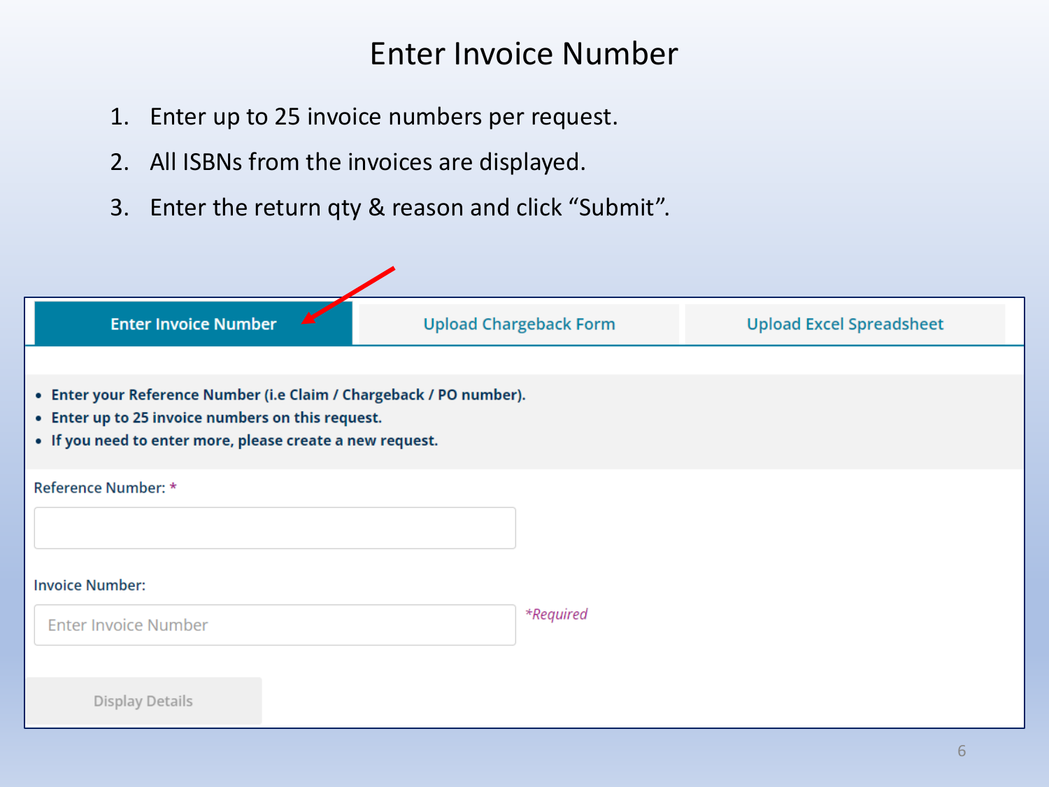# Enter Invoice Number

1. Enter up to 25 invoice numbers per request.
2. All ISBNs from the invoices are displayed.
3. Enter the return qty & reason and click "Submit".

**Enter Invoice Number** | Upload Chargeback Form | Upload Excel Spreadsheet

- **Enter your Reference Number (i.e Claim / Chargeback / PO number).**
- **Enter up to 25 invoice numbers on this request.**
- **If you need to enter more, please create a new request.**

Reference Number: *

Invoice Number:

Enter Invoice Number

*\*Required*

Display Details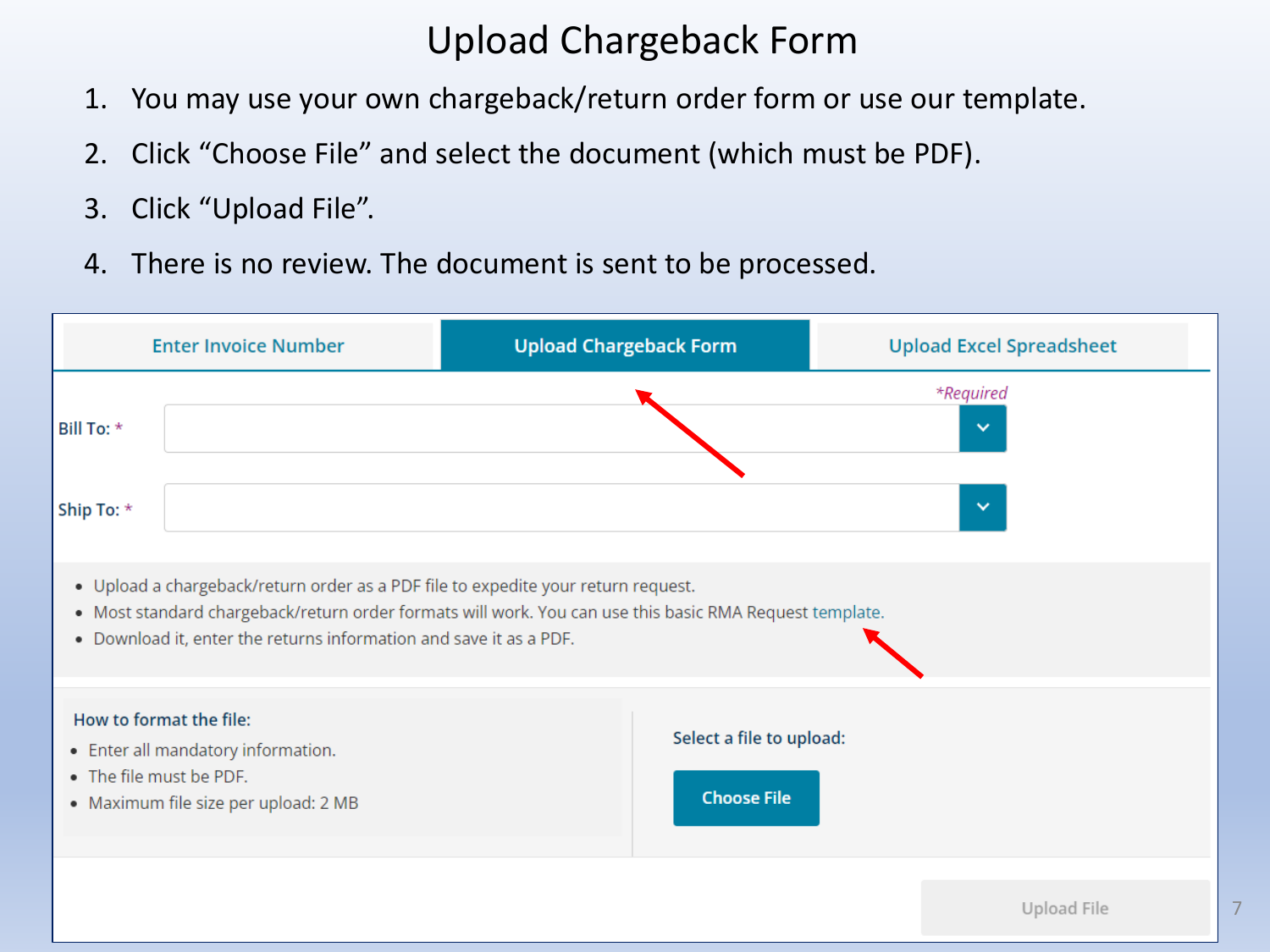# Upload Chargeback Form

1. You may use your own chargeback/return order form or use our template.
2. Click "Choose File" and select the document (which must be PDF).
3. Click "Upload File".
4. There is no review. The document is sent to be processed.

Enter Invoice Number | **Upload Chargeback Form** | Upload Excel Spreadsheet

*Required

Bill To: *

Ship To: *

- Upload a chargeback/return order as a PDF file to expedite your return request.
- Most standard chargeback/return order formats will work. You can use this basic RMA Request template.
- Download it, enter the returns information and save it as a PDF.

**How to format the file:**

- Enter all mandatory information.
- The file must be PDF.
- Maximum file size per upload: 2 MB

**Select a file to upload:**

Choose File

Upload File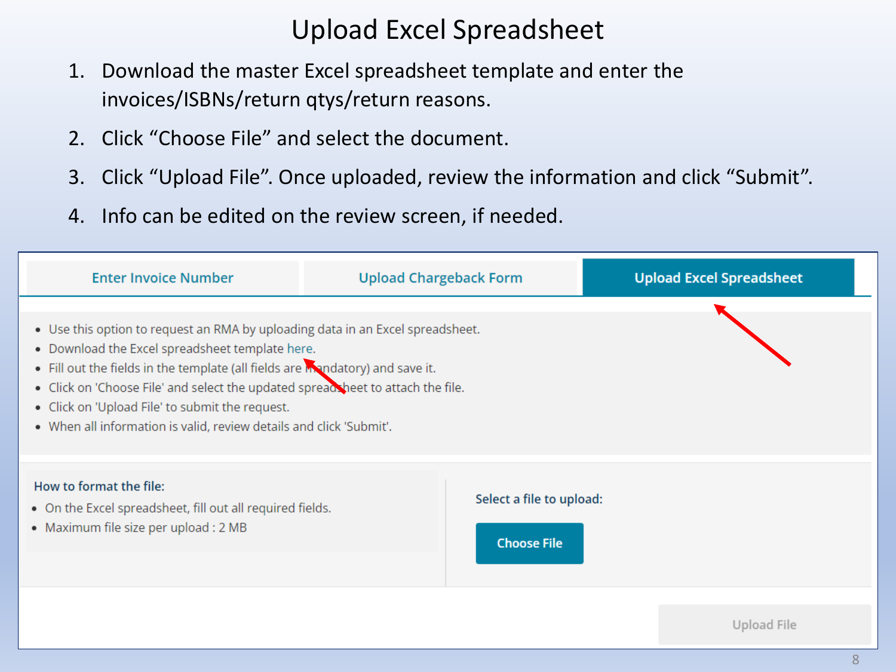# Upload Excel Spreadsheet

1. Download the master Excel spreadsheet template and enter the invoices/ISBNs/return qtys/return reasons.
2. Click “Choose File” and select the document.
3. Click “Upload File”. Once uploaded, review the information and click “Submit”.
4. Info can be edited on the review screen, if needed.

Enter Invoice Number | Upload Chargeback Form | **Upload Excel Spreadsheet**

- Use this option to request an RMA by uploading data in an Excel spreadsheet.
- Download the Excel spreadsheet template here.
- Fill out the fields in the template (all fields are mandatory) and save it.
- Click on 'Choose File' and select the updated spreadsheet to attach the file.
- Click on 'Upload File' to submit the request.
- When all information is valid, review details and click 'Submit'.

**How to format the file:**

- On the Excel spreadsheet, fill out all required fields.
- Maximum file size per upload : 2 MB

**Select a file to upload:**

Choose File

Upload File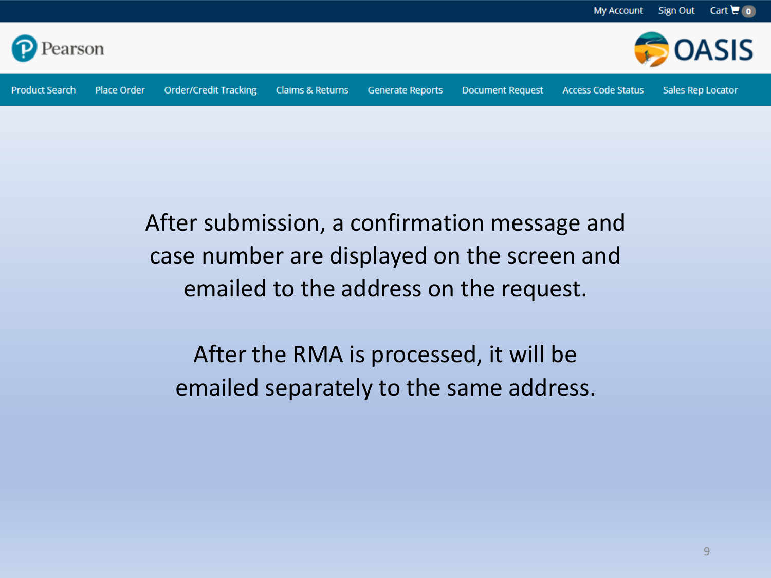After submission, a confirmation message and case number are displayed on the screen and emailed to the address on the request.

After the RMA is processed, it will be emailed separately to the same address.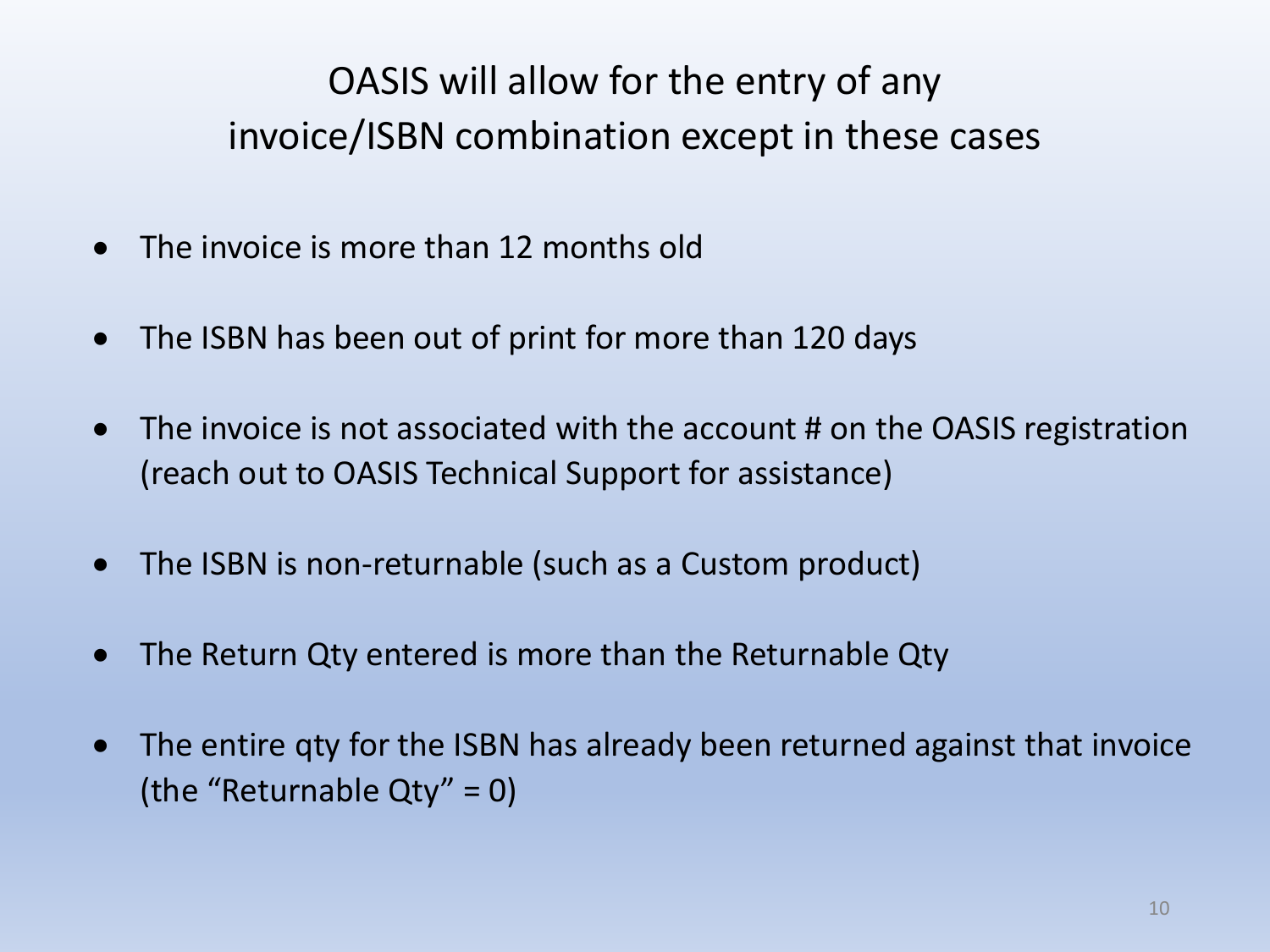## OASIS will allow for the entry of any invoice/ISBN combination except in these cases

- The invoice is more than 12 months old
- The ISBN has been out of print for more than 120 days
- The invoice is not associated with the account # on the OASIS registration (reach out to OASIS Technical Support for assistance)
- The ISBN is non-returnable (such as a Custom product)
- The Return Qty entered is more than the Returnable Qty
- The entire qty for the ISBN has already been returned against that invoice (the “Returnable Qty” = 0)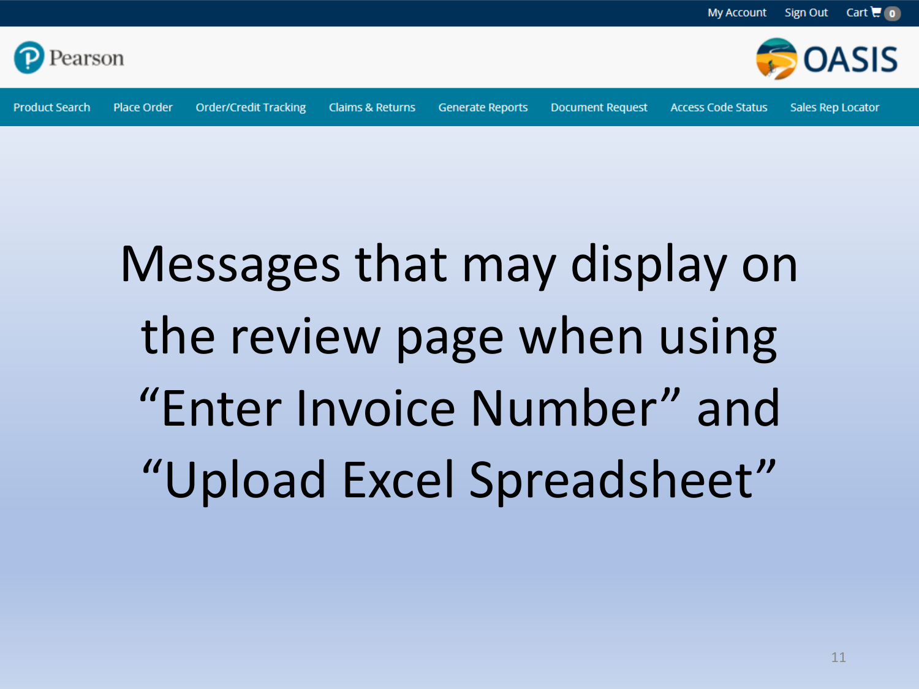My Account Sign Out Cart 0

Pearson

OASIS

Product Search | Place Order | Order/Credit Tracking | Claims & Returns | Generate Reports | Document Request | Access Code Status | Sales Rep Locator

# Messages that may display on the review page when using “Enter Invoice Number” and “Upload Excel Spreadsheet”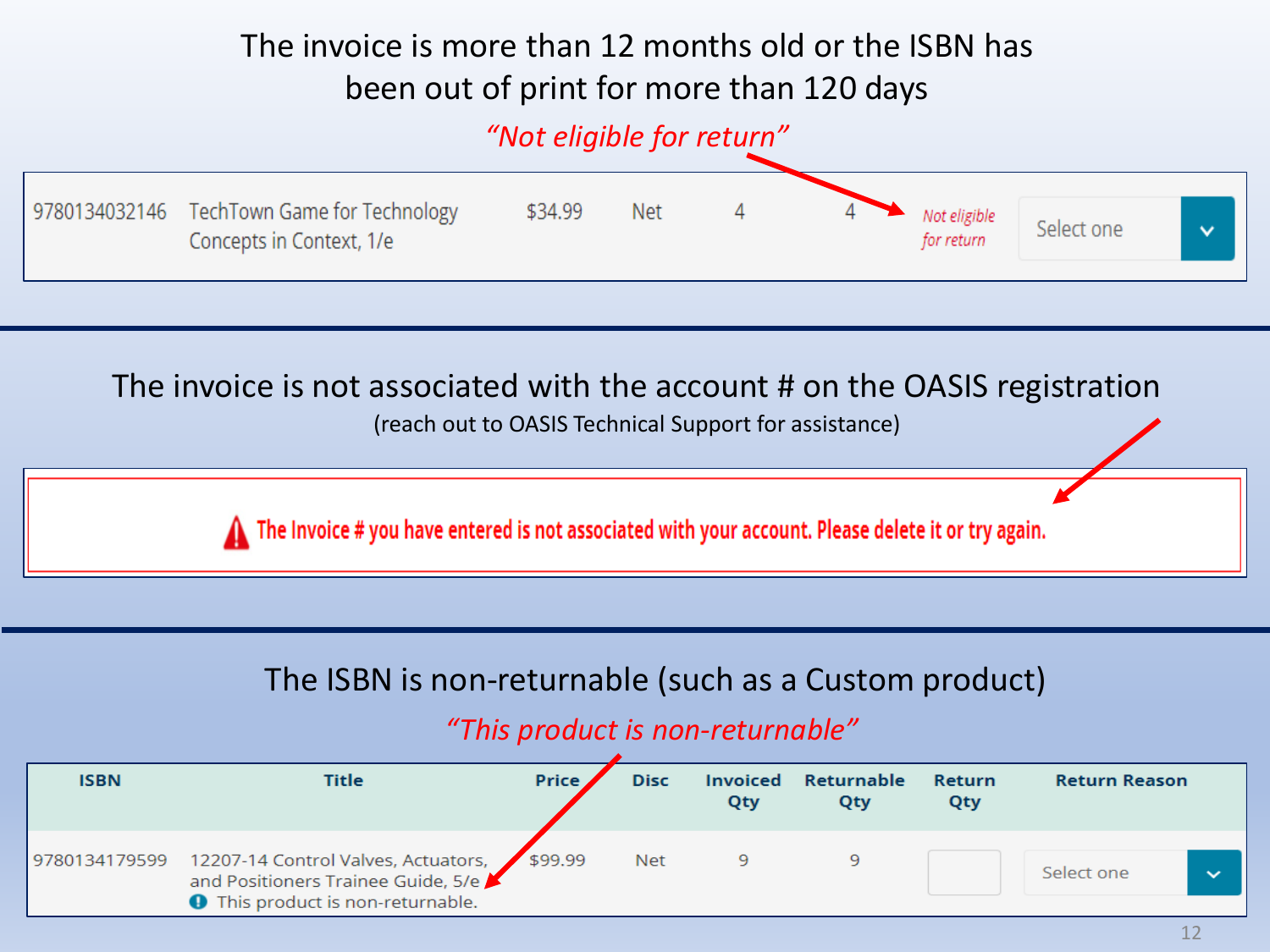## The invoice is more than 12 months old or the ISBN has been out of print for more than 120 days

*"Not eligible for return"*

| | | | | | | | |
|---|---|---|---|---|---|---|---|
| 9780134032146 | TechTown Game for Technology Concepts in Context, 1/e | $34.99 | Net | 4 | 4 | *Not eligible for return* | Select one |

---

## The invoice is not associated with the account # on the OASIS registration

(reach out to OASIS Technical Support for assistance)

> ⚠ The Invoice # you have entered is not associated with your account. Please delete it or try again.

---

## The ISBN is non-returnable (such as a Custom product)

*"This product is non-returnable"*

| ISBN | Title | Price | Disc | Invoiced Qty | Returnable Qty | Return Qty | Return Reason |
|---|---|---|---|---|---|---|---|
| 9780134179599 | 12207-14 Control Valves, Actuators, and Positioners Trainee Guide, 5/e<br>This product is non-returnable. | $99.99 | Net | 9 | 9 | | Select one |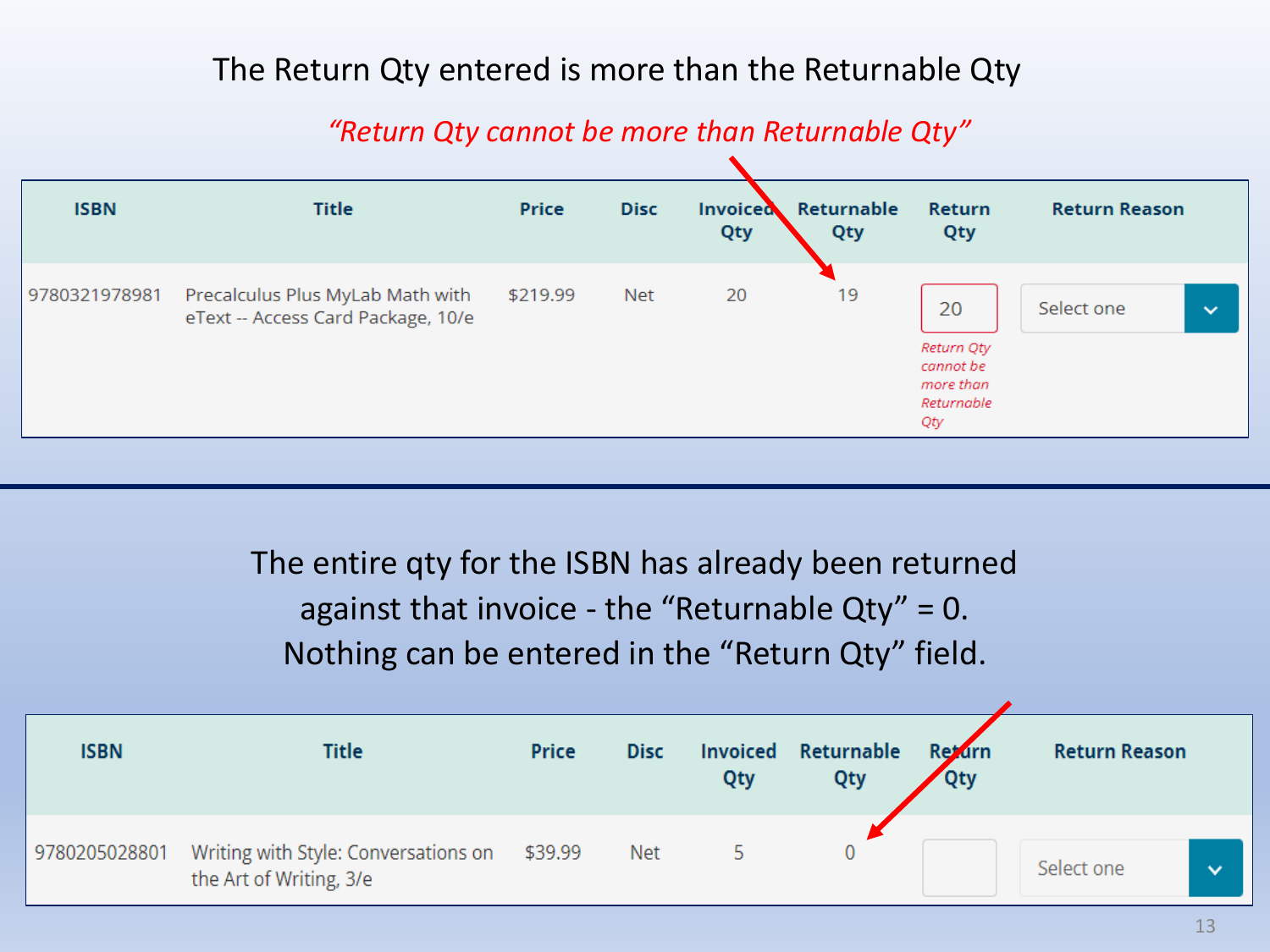## The Return Qty entered is more than the Returnable Qty

*"Return Qty cannot be more than Returnable Qty"*

| ISBN | Title | Price | Disc | Invoiced Qty | Returnable Qty | Return Qty | Return Reason |
|---|---|---|---|---|---|---|---|
| 9780321978981 | Precalculus Plus MyLab Math with eText -- Access Card Package, 10/e | $219.99 | Net | 20 | 19 | 20 *Return Qty cannot be more than Returnable Qty* | Select one |

---

## The entire qty for the ISBN has already been returned against that invoice - the "Returnable Qty" = 0. Nothing can be entered in the "Return Qty" field.

| ISBN | Title | Price | Disc | Invoiced Qty | Returnable Qty | Return Qty | Return Reason |
|---|---|---|---|---|---|---|---|
| 9780205028801 | Writing with Style: Conversations on the Art of Writing, 3/e | $39.99 | Net | 5 | 0 | | Select one |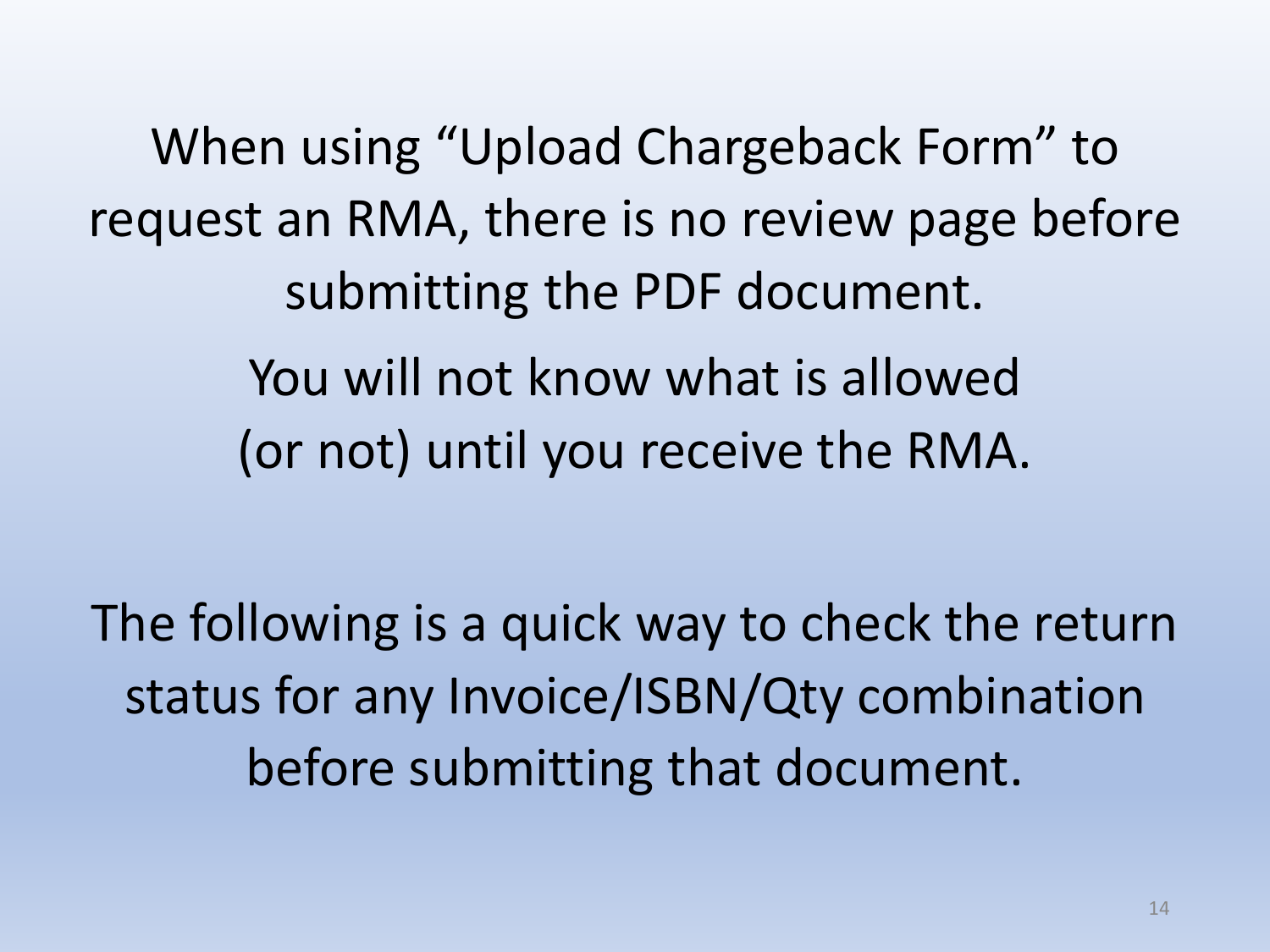When using “Upload Chargeback Form” to request an RMA, there is no review page before submitting the PDF document.

You will not know what is allowed (or not) until you receive the RMA.

The following is a quick way to check the return status for any Invoice/ISBN/Qty combination before submitting that document.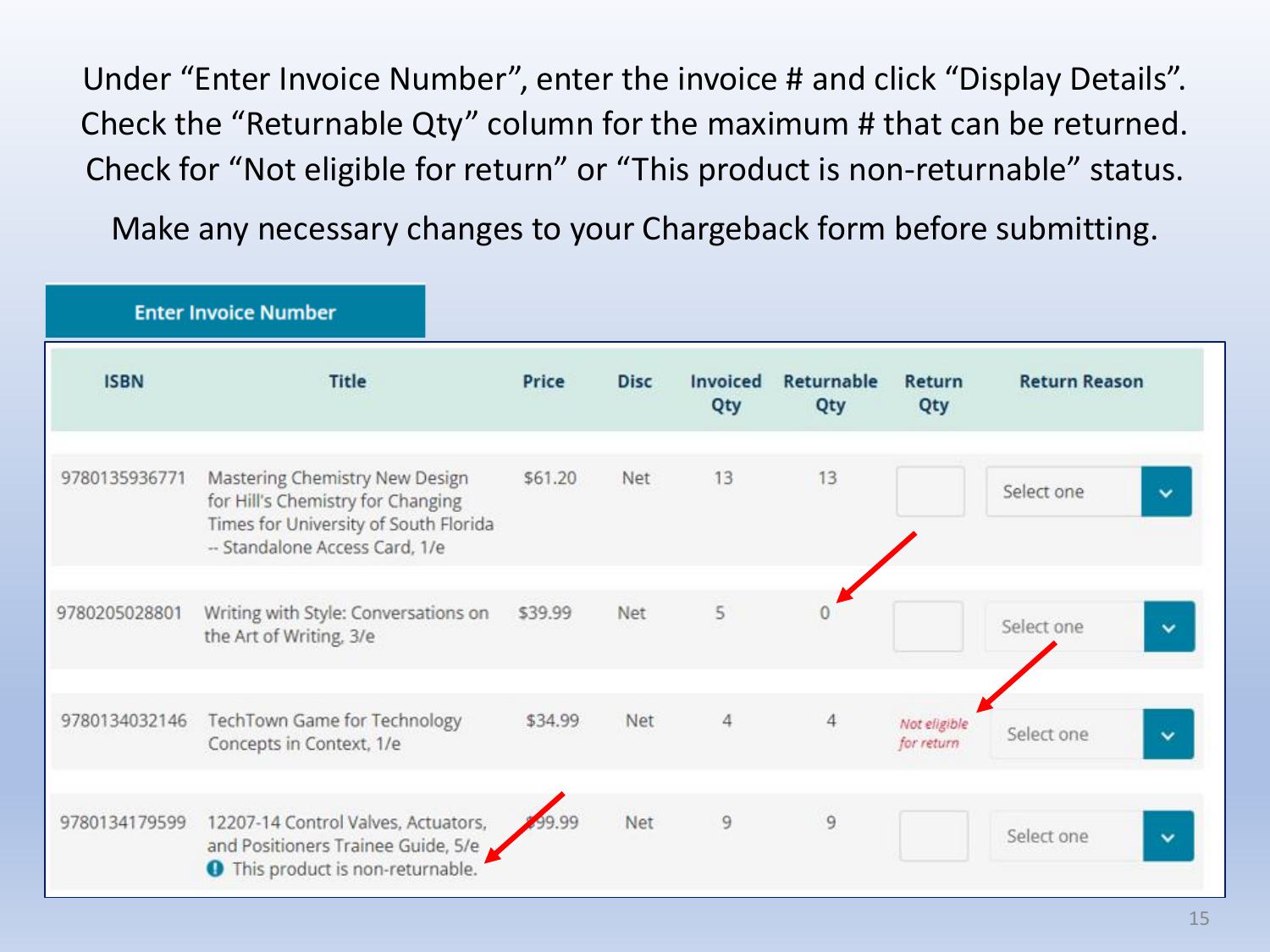Under "Enter Invoice Number", enter the invoice # and click "Display Details". Check the "Returnable Qty" column for the maximum # that can be returned. Check for "Not eligible for return" or "This product is non-returnable" status.

Make any necessary changes to your Chargeback form before submitting.

**Enter Invoice Number**

| ISBN | Title | Price | Disc | Invoiced Qty | Returnable Qty | Return Qty | Return Reason |
|---|---|---|---|---|---|---|---|
| 9780135936771 | Mastering Chemistry New Design for Hill's Chemistry for Changing Times for University of South Florida -- Standalone Access Card, 1/e | $61.20 | Net | 13 | 13 | | Select one |
| 9780205028801 | Writing with Style: Conversations on the Art of Writing, 3/e | $39.99 | Net | 5 | 0 | | Select one |
| 9780134032146 | TechTown Game for Technology Concepts in Context, 1/e | $34.99 | Net | 4 | 4 | *Not eligible for return* | Select one |
| 9780134179599 | 12207-14 Control Valves, Actuators, and Positioners Trainee Guide, 5/e<br>This product is non-returnable. | $99.99 | Net | 9 | 9 | | Select one |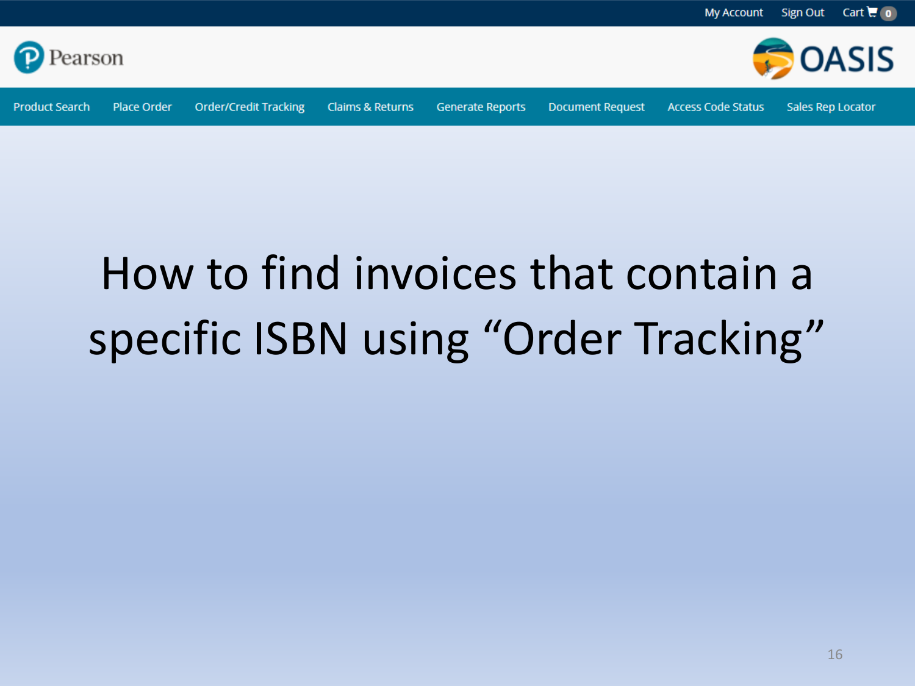My Account Sign Out Cart 0

Pearson

OASIS

Product Search | Place Order | Order/Credit Tracking | Claims & Returns | Generate Reports | Document Request | Access Code Status | Sales Rep Locator

# How to find invoices that contain a specific ISBN using “Order Tracking”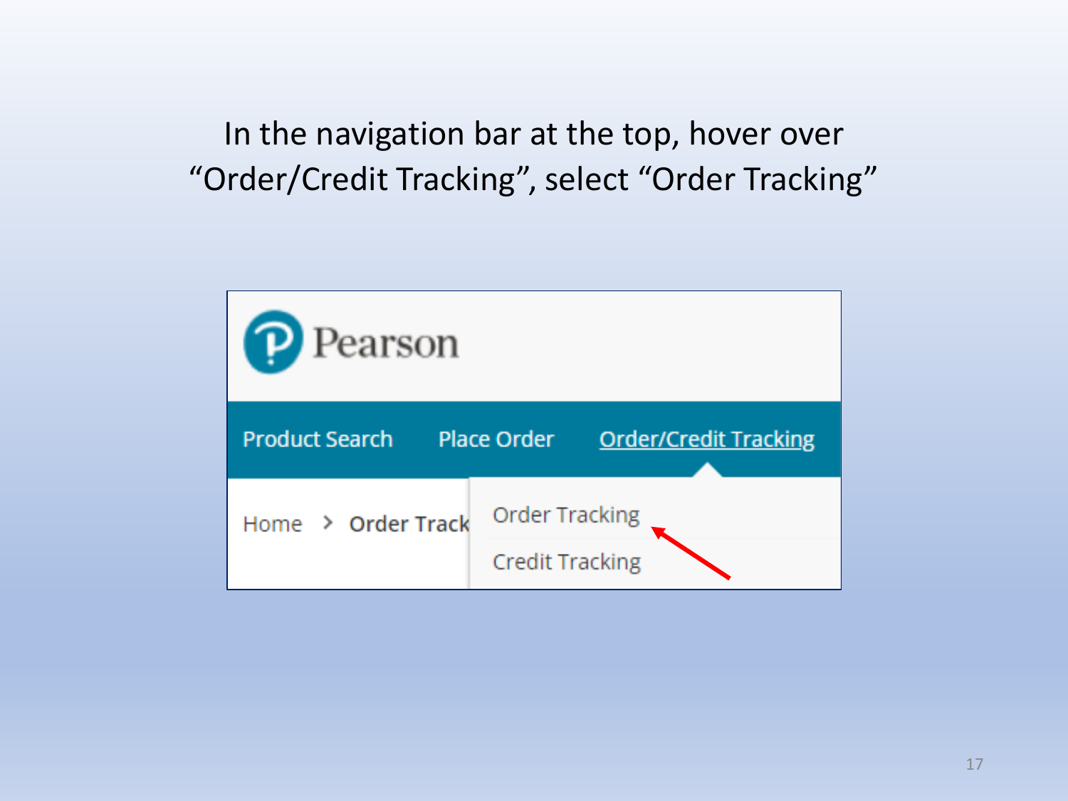In the navigation bar at the top, hover over "Order/Credit Tracking", select "Order Tracking"

Pearson

Product Search Place Order Order/Credit Tracking

Home > Order Track

Order Tracking

Credit Tracking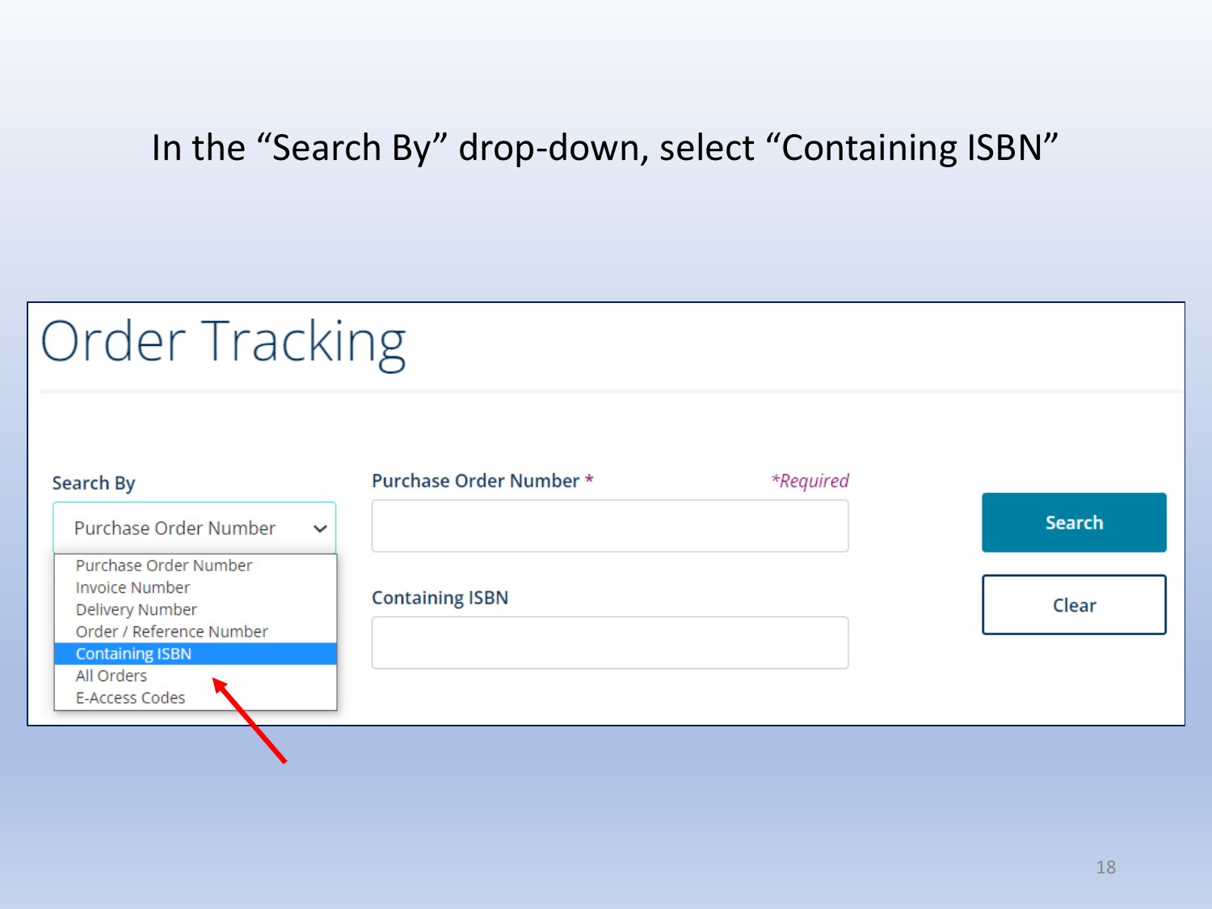In the "Search By" drop-down, select "Containing ISBN"

# Order Tracking

**Search By**

Purchase Order Number

- Purchase Order Number
- Invoice Number
- Delivery Number
- Order / Reference Number
- Containing ISBN
- All Orders
- E-Access Codes

**Purchase Order Number** * *\*Required*

**Containing ISBN**

Search

Clear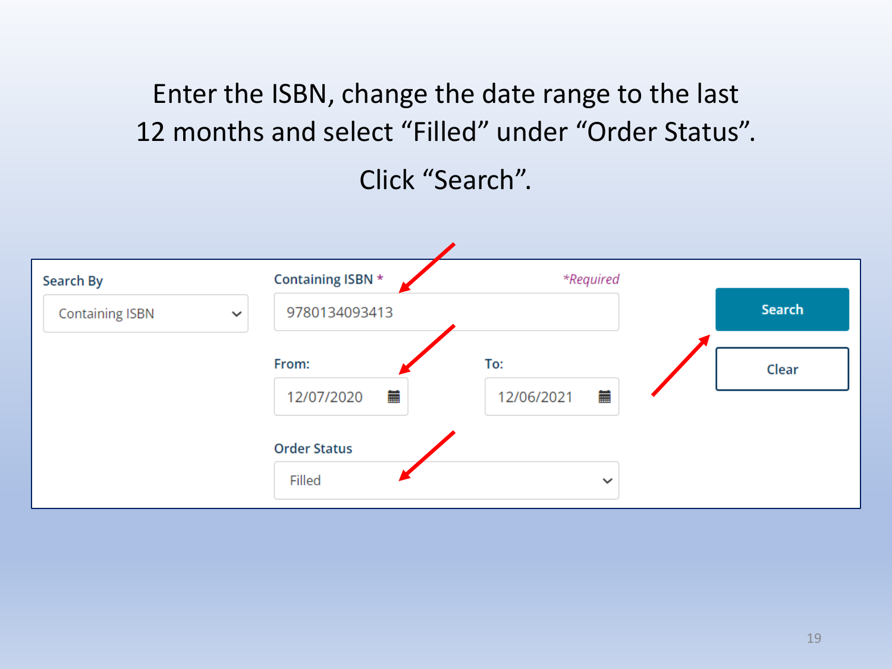Enter the ISBN, change the date range to the last 12 months and select “Filled” under “Order Status”.

Click “Search”.

Search By

Containing ISBN

Containing ISBN *

*Required*

9780134093413

From:

12/07/2020

To:

12/06/2021

Order Status

Filled

Search

Clear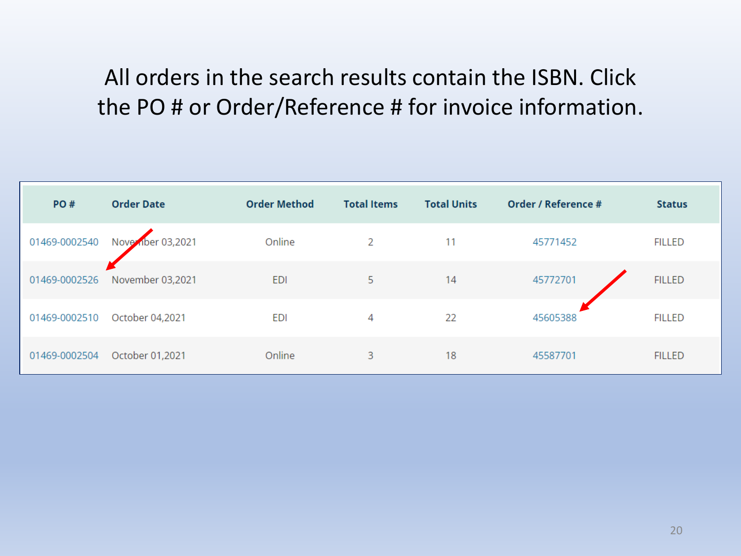All orders in the search results contain the ISBN. Click the PO # or Order/Reference # for invoice information.

| PO # | Order Date | Order Method | Total Items | Total Units | Order / Reference # | Status |
|---|---|---|---|---|---|---|
| 01469-0002540 | November 03,2021 | Online | 2 | 11 | 45771452 | FILLED |
| 01469-0002526 | November 03,2021 | EDI | 5 | 14 | 45772701 | FILLED |
| 01469-0002510 | October 04,2021 | EDI | 4 | 22 | 45605388 | FILLED |
| 01469-0002504 | October 01,2021 | Online | 3 | 18 | 45587701 | FILLED |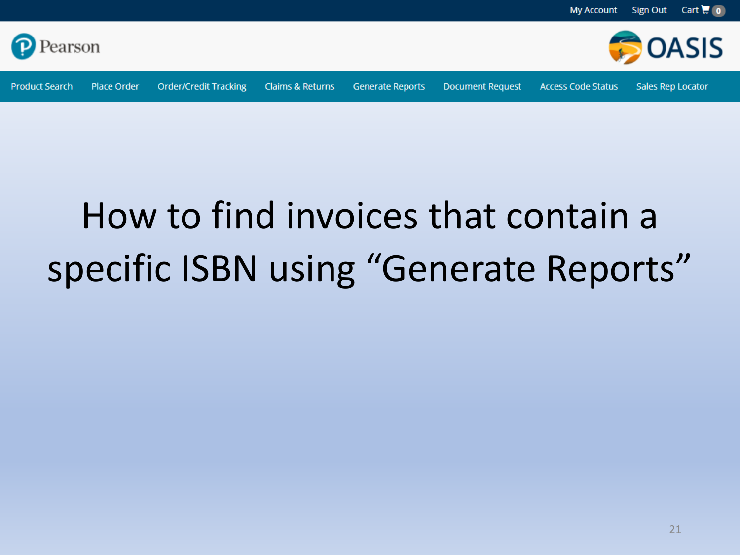My Account Sign Out Cart 0

Pearson

OASIS

Product Search | Place Order | Order/Credit Tracking | Claims & Returns | Generate Reports | Document Request | Access Code Status | Sales Rep Locator

# How to find invoices that contain a specific ISBN using “Generate Reports”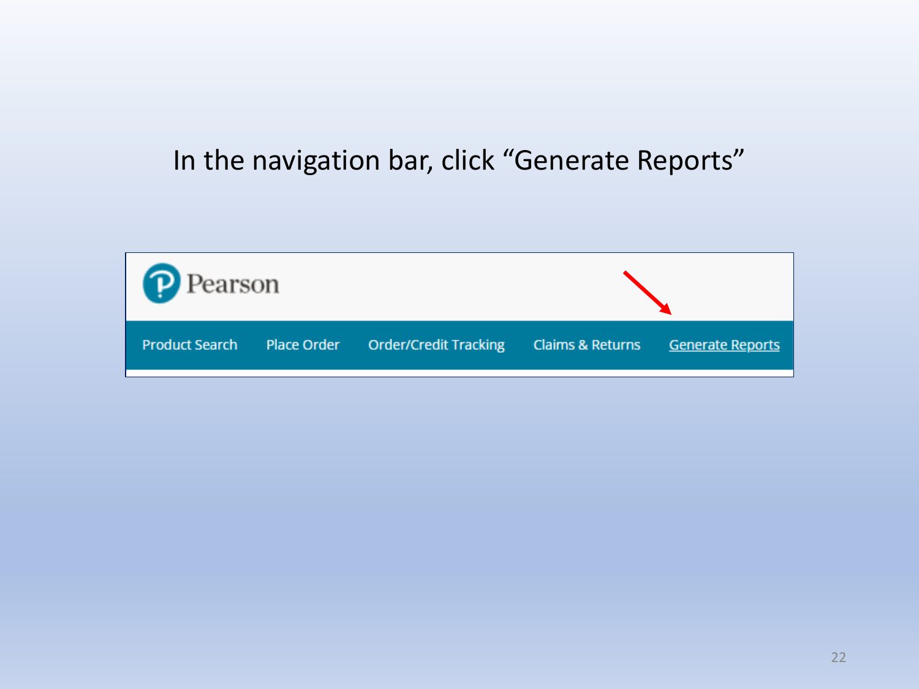In the navigation bar, click "Generate Reports"

Pearson

Product Search | Place Order | Order/Credit Tracking | Claims & Returns | Generate Reports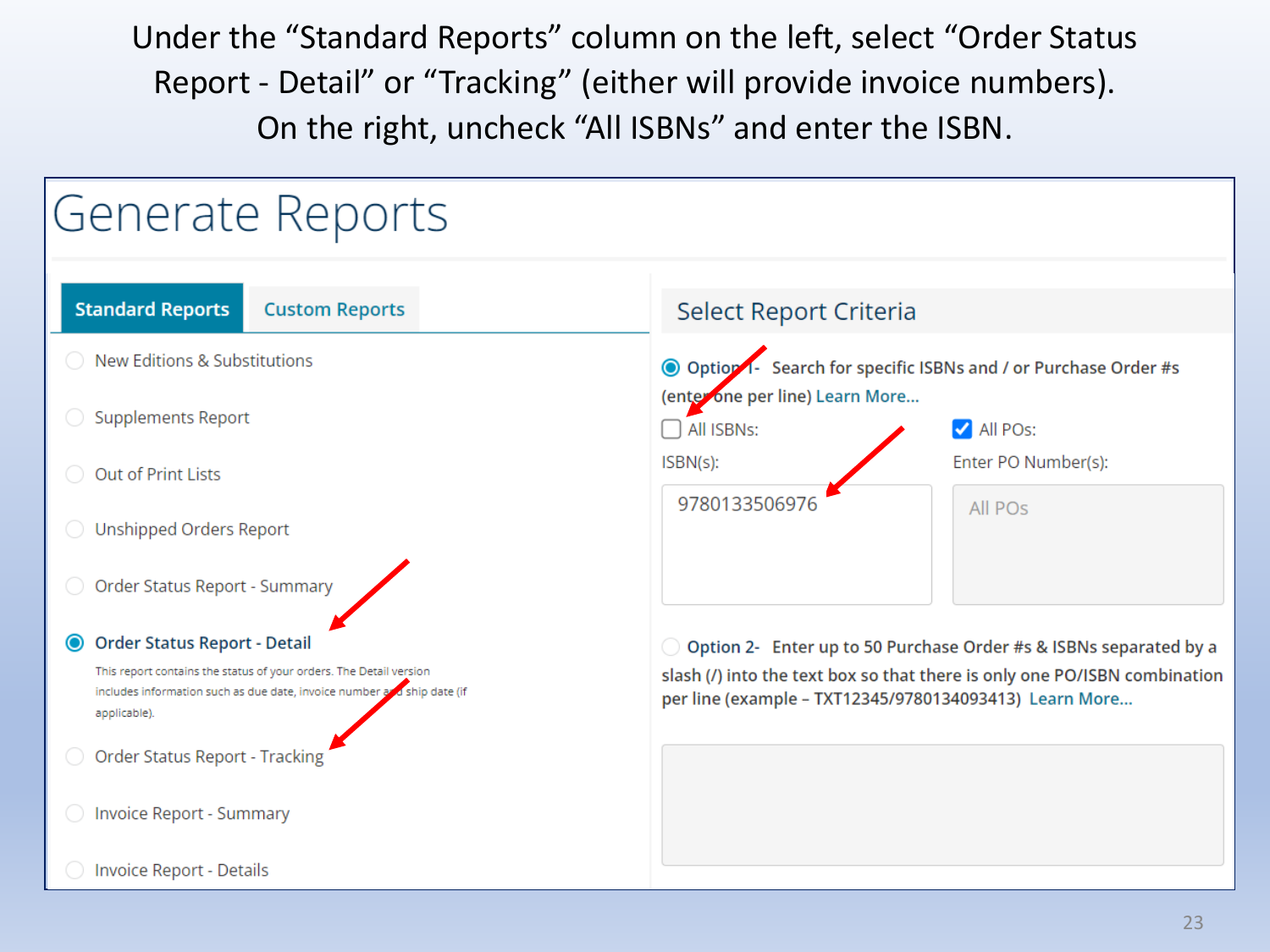Under the "Standard Reports" column on the left, select "Order Status Report - Detail" or "Tracking" (either will provide invoice numbers). On the right, uncheck "All ISBNs" and enter the ISBN.

# Generate Reports

**Standard Reports** | Custom Reports

- New Editions & Substitutions
- Supplements Report
- Out of Print Lists
- Unshipped Orders Report
- Order Status Report - Summary
- **Order Status Report - Detail**

  This report contains the status of your orders. The Detail version includes information such as due date, invoice number and ship date (if applicable).
- Order Status Report - Tracking
- Invoice Report - Summary
- Invoice Report - Details

## Select Report Criteria

**Option 1- Search for specific ISBNs and / or Purchase Order #s (enter one per line)** Learn More...

- [ ] All ISBNs:
- [x] All POs:

ISBN(s):

9780133506976

Enter PO Number(s):

All POs

**Option 2- Enter up to 50 Purchase Order #s & ISBNs separated by a slash (/) into the text box so that there is only one PO/ISBN combination per line (example – TXT12345/9780134093413)** Learn More...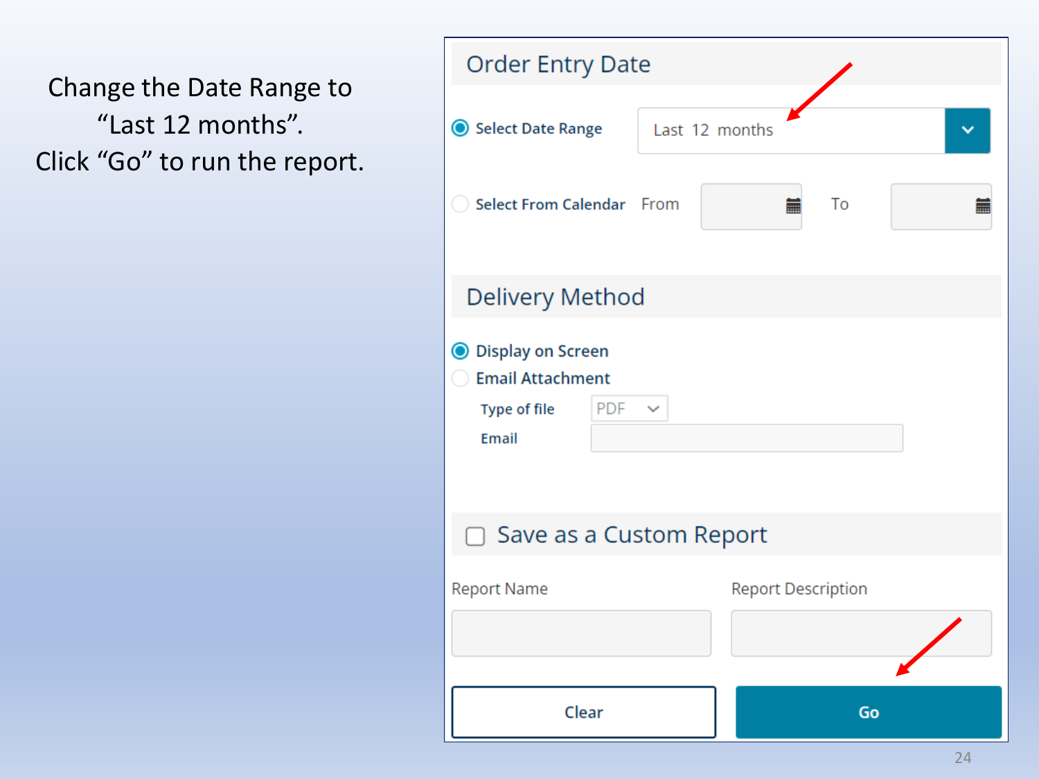Change the Date Range to "Last 12 months".
Click "Go" to run the report.

## Order Entry Date

- (●) Select Date Range: Last 12 months
- ( ) Select From Calendar — From [ ] To [ ]

## Delivery Method

- (●) Display on Screen
- ( ) Email Attachment
  - Type of file: PDF
  - Email: [ ]

## ☐ Save as a Custom Report

Report Name: [ ]

Report Description: [ ]

[Clear] [Go]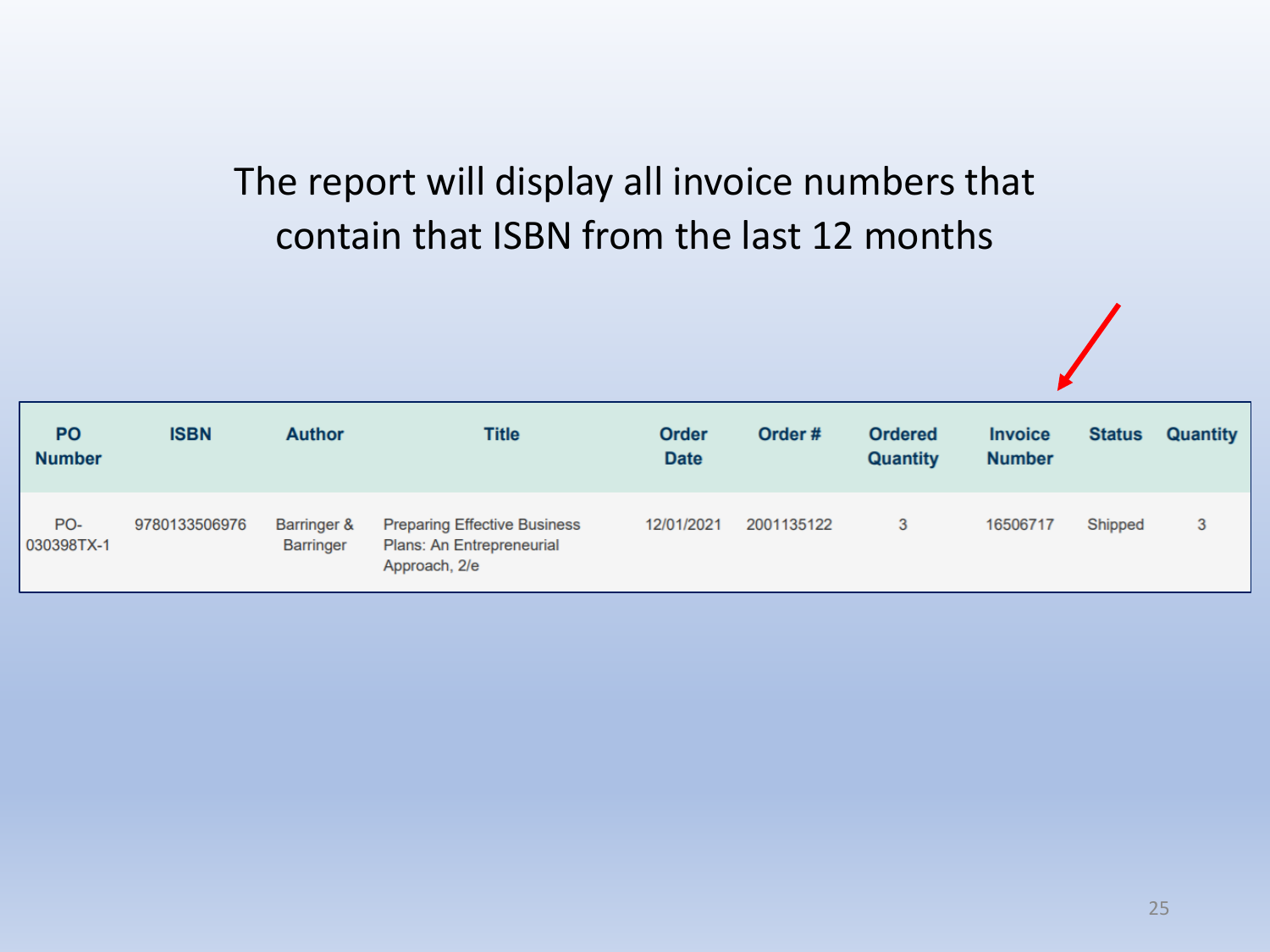The report will display all invoice numbers that contain that ISBN from the last 12 months

| PO Number | ISBN | Author | Title | Order Date | Order # | Ordered Quantity | Invoice Number | Status | Quantity |
|---|---|---|---|---|---|---|---|---|---|
| PO-030398TX-1 | 9780133506976 | Barringer & Barringer | Preparing Effective Business Plans: An Entrepreneurial Approach, 2/e | 12/01/2021 | 2001135122 | 3 | 16506717 | Shipped | 3 |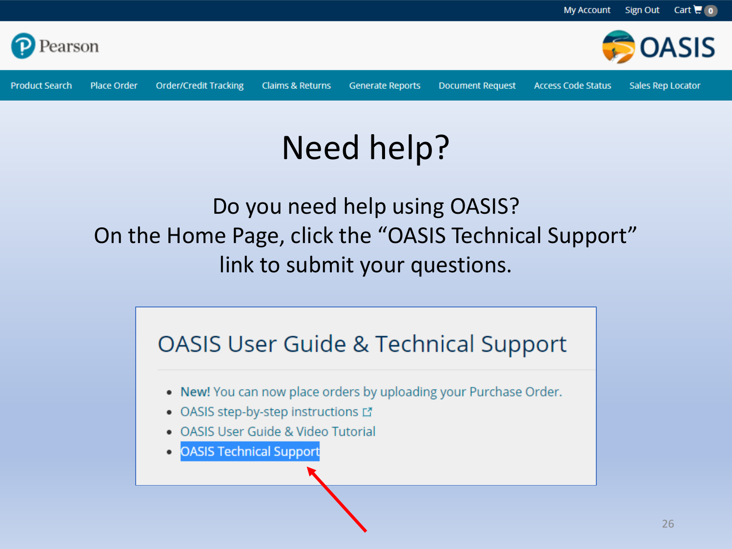My Account Sign Out Cart 0

Pearson

OASIS

Product Search | Place Order | Order/Credit Tracking | Claims & Returns | Generate Reports | Document Request | Access Code Status | Sales Rep Locator

# Need help?

Do you need help using OASIS?
On the Home Page, click the "OASIS Technical Support" link to submit your questions.

## OASIS User Guide & Technical Support

- **New!** You can now place orders by uploading your Purchase Order.
- OASIS step-by-step instructions
- OASIS User Guide & Video Tutorial
- OASIS Technical Support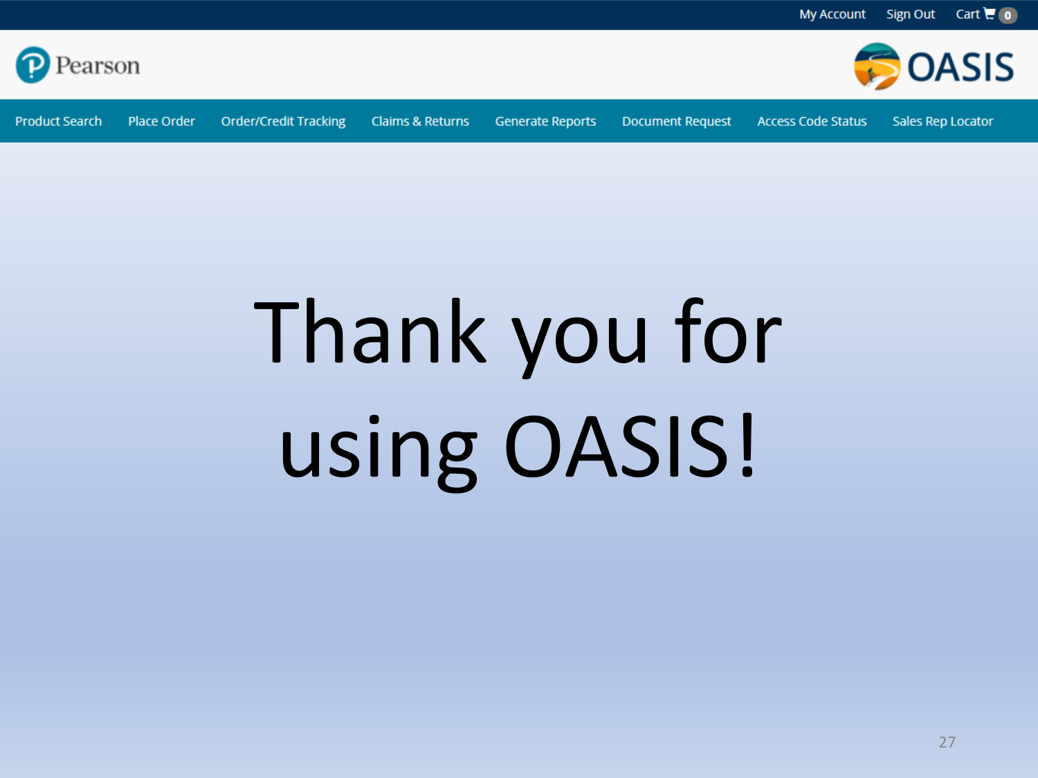My Account Sign Out Cart 0

Pearson

OASIS

Product Search | Place Order | Order/Credit Tracking | Claims & Returns | Generate Reports | Document Request | Access Code Status | Sales Rep Locator

# Thank you for using OASIS!